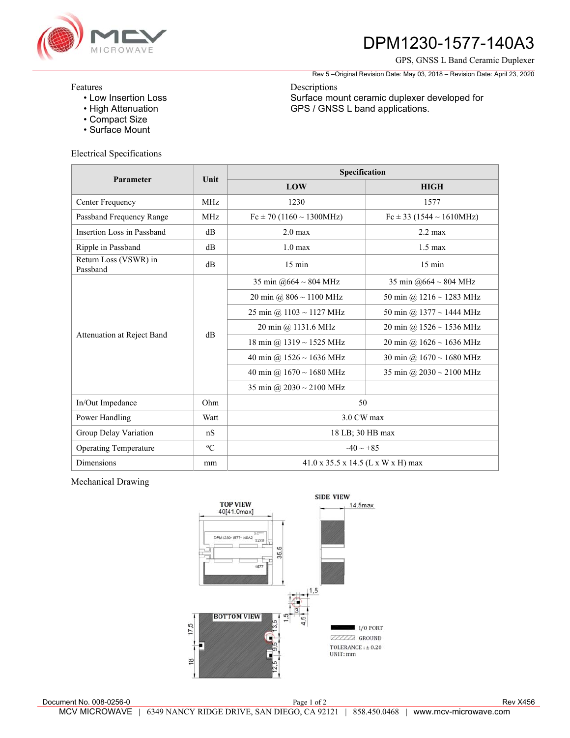# DPM1230-1577-140A3

GPS, GNSS L Band Ceramic Duplexer

Rev 5 –Original Revision Date: May 03, 2018 – Revision Date: April 23, 2020

Features
- Low Insertion Loss
- High Attenuation
- Compact Size
- Surface Mount

Descriptions
Surface mount ceramic duplexer developed for GPS / GNSS L band applications.

## Electrical Specifications

| Parameter | Unit | Specification | |
|---|---|---|---|
| | | LOW | HIGH |
| Center Frequency | MHz | 1230 | 1577 |
| Passband Frequency Range | MHz | Fc ± 70 (1160 ~ 1300MHz) | Fc ± 33 (1544 ~ 1610MHz) |
| Insertion Loss in Passband | dB | 2.0 max | 2.2 max |
| Ripple in Passband | dB | 1.0 max | 1.5 max |
| Return Loss (VSWR) in Passband | dB | 15 min | 15 min |
| Attenuation at Reject Band | dB | 35 min @664 ~ 804 MHz | 35 min @664 ~ 804 MHz |
| | | 20 min @ 806 ~ 1100 MHz | 50 min @ 1216 ~ 1283 MHz |
| | | 25 min @ 1103 ~ 1127 MHz | 50 min @ 1377 ~ 1444 MHz |
| | | 20 min @ 1131.6 MHz | 20 min @ 1526 ~ 1536 MHz |
| | | 18 min @ 1319 ~ 1525 MHz | 20 min @ 1626 ~ 1636 MHz |
| | | 40 min @ 1526 ~ 1636 MHz | 30 min @ 1670 ~ 1680 MHz |
| | | 40 min @ 1670 ~ 1680 MHz | 35 min @ 2030 ~ 2100 MHz |
| | | 35 min @ 2030 ~ 2100 MHz | |
| In/Out Impedance | Ohm | 50 | |
| Power Handling | Watt | 3.0 CW max | |
| Group Delay Variation | nS | 18 LB; 30 HB max | |
| Operating Temperature | ºC | -40 ~ +85 | |
| Dimensions | mm | 41.0 x 35.5 x 14.5 (L x W x H) max | |

## Mechanical Drawing

TOP VIEW 40[41.0max] — DPM1230-1577-140A2, 1230, 1577, 35.5

SIDE VIEW 14.5max

BOTTOM VIEW — 17.5, 18, 13.5, 9.5, 12.5, 1.5, 3, 4.5, 1.5

I/O PORT
GROUND
TOLERANCE : ± 0.20
UNIT: mm

Document No. 008-0256-0 | Rev X456

MCV MICROWAVE | 6349 NANCY RIDGE DRIVE, SAN DIEGO, CA 92121 | 858.450.0468 | www.mcv-microwave.com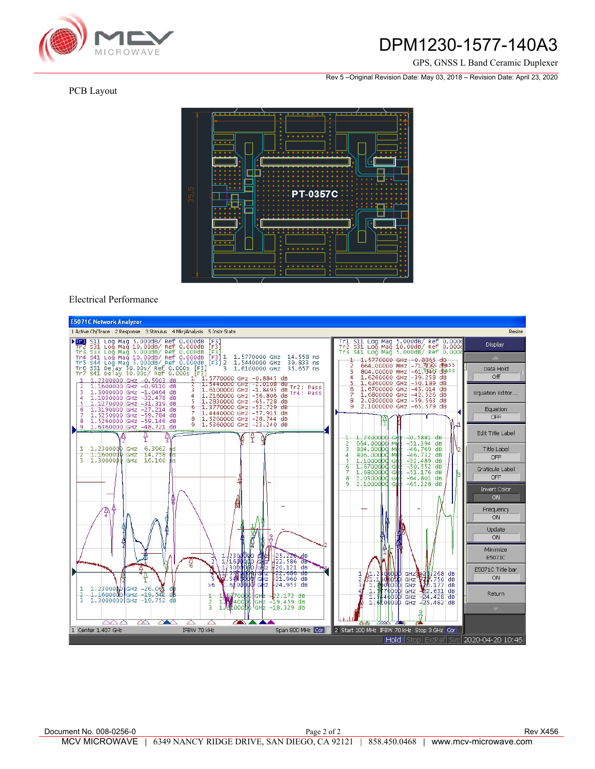PCB Layout

Electrical Performance

Document No. 008-0256-0

Rev X456